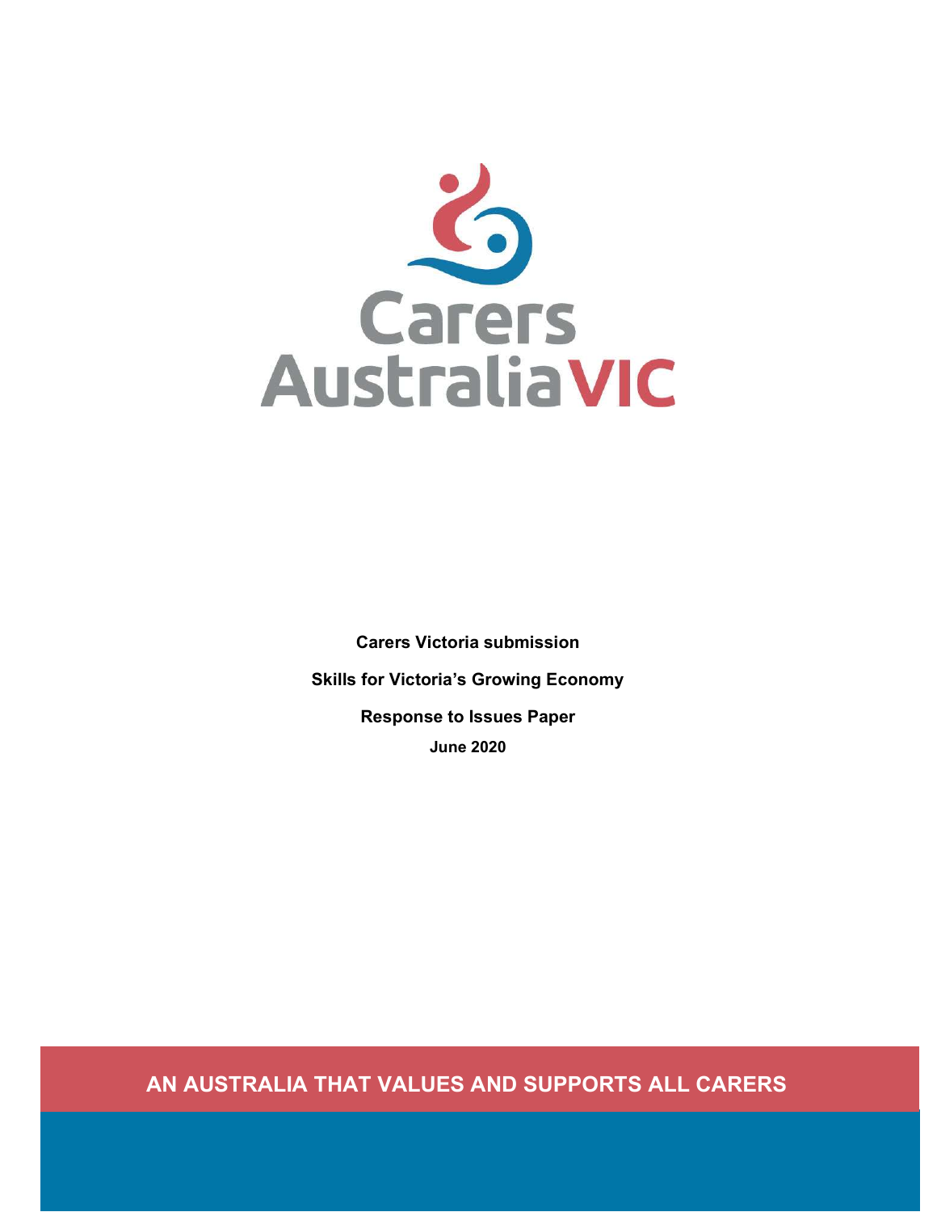Carers Australia VIC

**Carers Victoria submission**

**Skills for Victoria's Growing Economy**

**Response to Issues Paper**

**June 2020**

**AN AUSTRALIA THAT VALUES AND SUPPORTS ALL CARERS**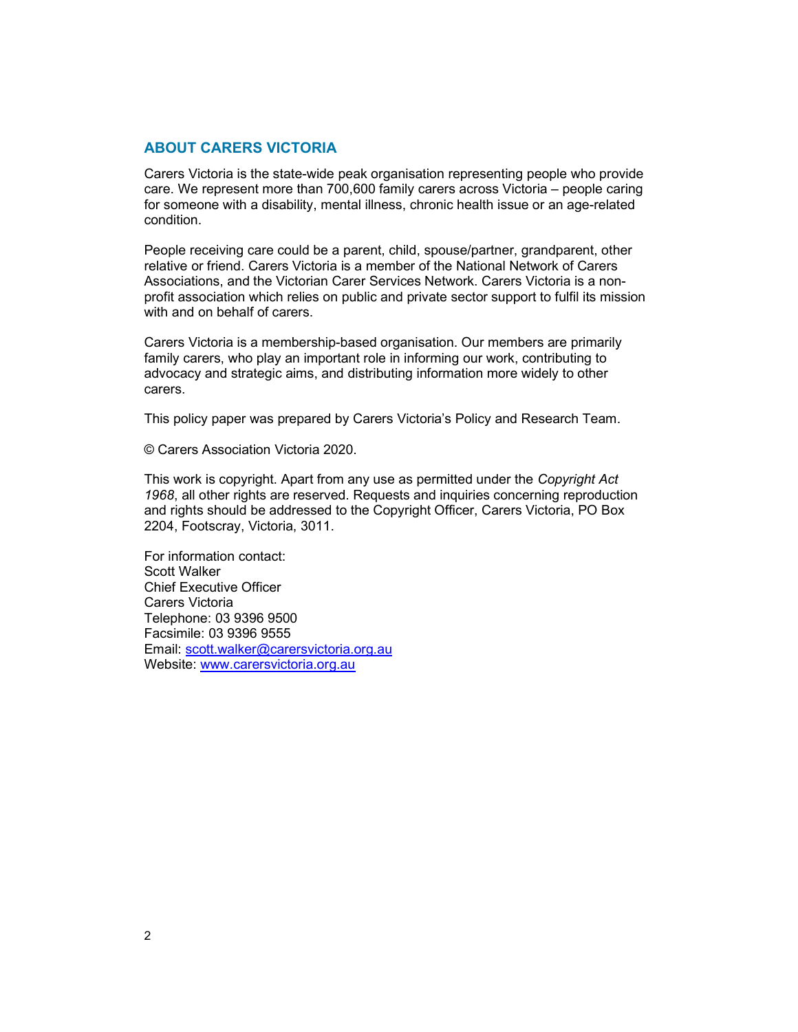## ABOUT CARERS VICTORIA

Carers Victoria is the state-wide peak organisation representing people who provide care. We represent more than 700,600 family carers across Victoria – people caring for someone with a disability, mental illness, chronic health issue or an age-related condition.

People receiving care could be a parent, child, spouse/partner, grandparent, other relative or friend. Carers Victoria is a member of the National Network of Carers Associations, and the Victorian Carer Services Network. Carers Victoria is a non-profit association which relies on public and private sector support to fulfil its mission with and on behalf of carers.

Carers Victoria is a membership-based organisation. Our members are primarily family carers, who play an important role in informing our work, contributing to advocacy and strategic aims, and distributing information more widely to other carers.

This policy paper was prepared by Carers Victoria's Policy and Research Team.

© Carers Association Victoria 2020.

This work is copyright. Apart from any use as permitted under the *Copyright Act 1968*, all other rights are reserved. Requests and inquiries concerning reproduction and rights should be addressed to the Copyright Officer, Carers Victoria, PO Box 2204, Footscray, Victoria, 3011.

For information contact:
Scott Walker
Chief Executive Officer
Carers Victoria
Telephone: 03 9396 9500
Facsimile: 03 9396 9555
Email: scott.walker@carersvictoria.org.au
Website: www.carersvictoria.org.au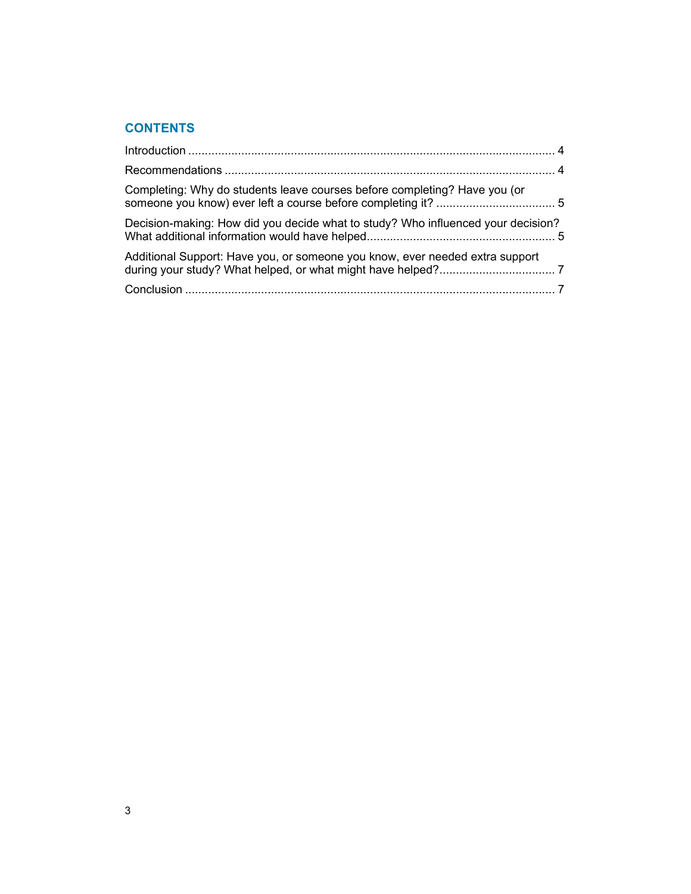## CONTENTS

Introduction .............................................................................................................. 4

Recommendations .................................................................................................... 4

Completing: Why do students leave courses before completing? Have you (or someone you know) ever left a course before completing it? .................................... 5

Decision-making: How did you decide what to study? Who influenced your decision? What additional information would have helped......................................................... 5

Additional Support: Have you, or someone you know, ever needed extra support during your study? What helped, or what might have helped?................................... 7

Conclusion ................................................................................................................ 7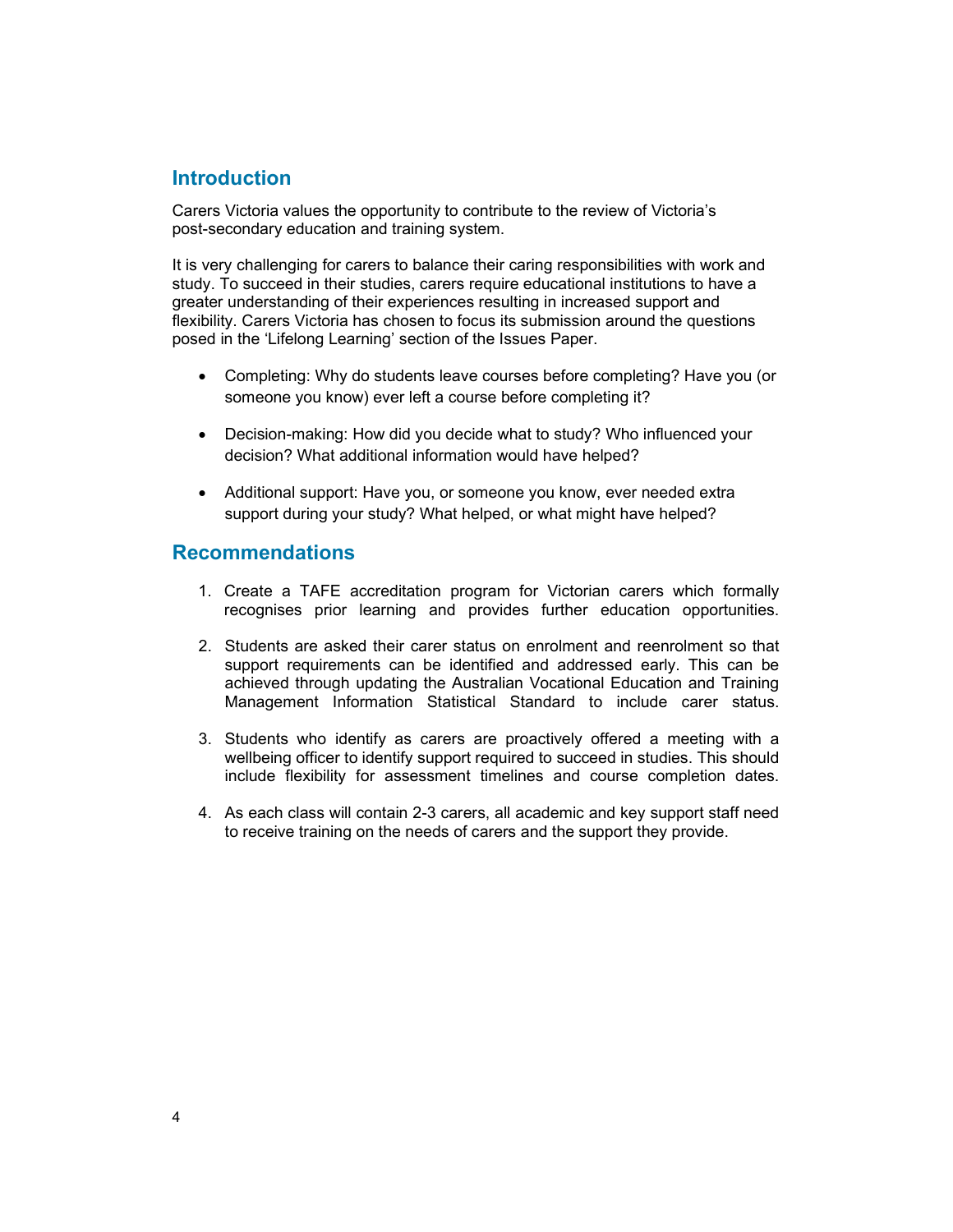## Introduction

Carers Victoria values the opportunity to contribute to the review of Victoria's post-secondary education and training system.

It is very challenging for carers to balance their caring responsibilities with work and study. To succeed in their studies, carers require educational institutions to have a greater understanding of their experiences resulting in increased support and flexibility. Carers Victoria has chosen to focus its submission around the questions posed in the 'Lifelong Learning' section of the Issues Paper.

- Completing: Why do students leave courses before completing? Have you (or someone you know) ever left a course before completing it?
- Decision-making: How did you decide what to study? Who influenced your decision? What additional information would have helped?
- Additional support: Have you, or someone you know, ever needed extra support during your study? What helped, or what might have helped?

## Recommendations

1. Create a TAFE accreditation program for Victorian carers which formally recognises prior learning and provides further education opportunities.
2. Students are asked their carer status on enrolment and reenrolment so that support requirements can be identified and addressed early. This can be achieved through updating the Australian Vocational Education and Training Management Information Statistical Standard to include carer status.
3. Students who identify as carers are proactively offered a meeting with a wellbeing officer to identify support required to succeed in studies. This should include flexibility for assessment timelines and course completion dates.
4. As each class will contain 2-3 carers, all academic and key support staff need to receive training on the needs of carers and the support they provide.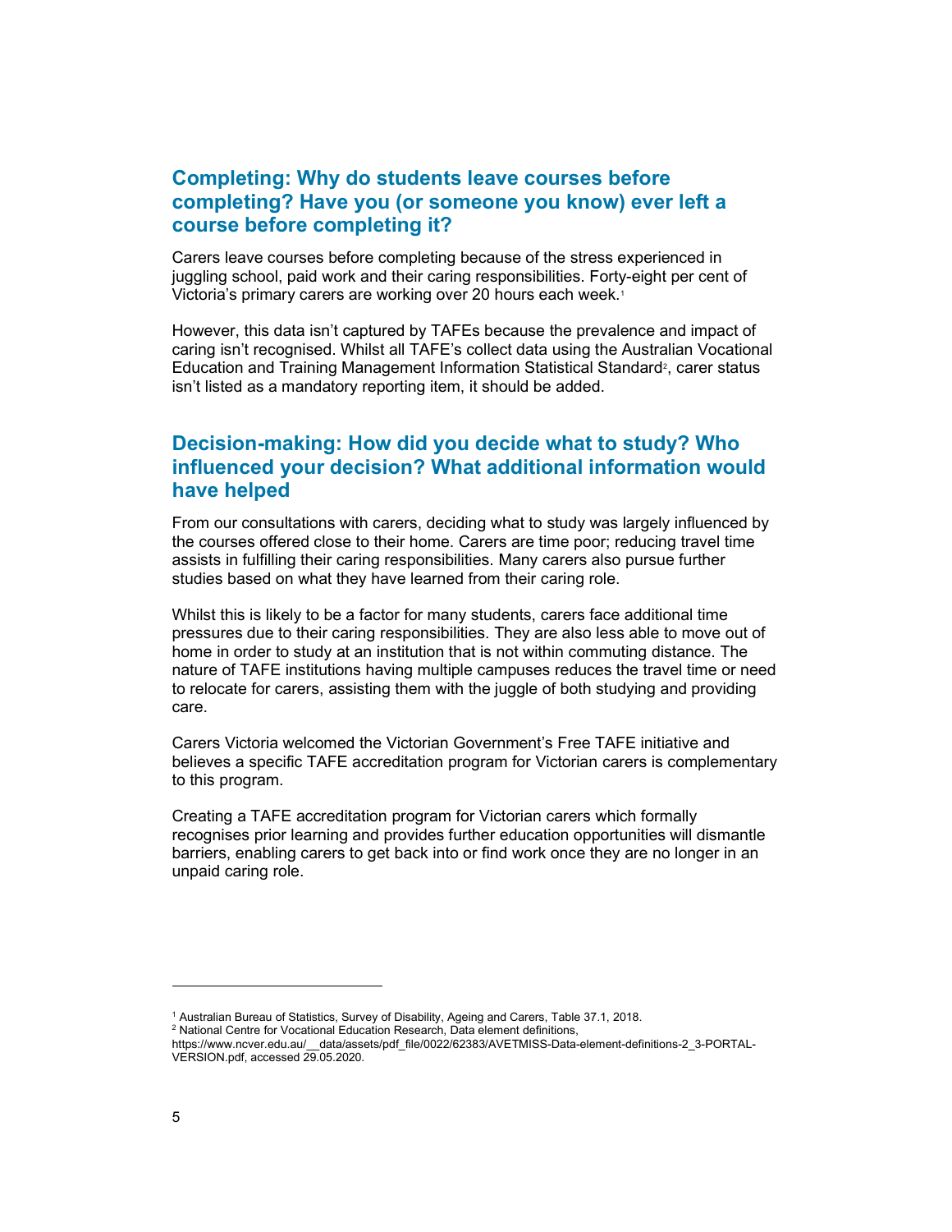## Completing: Why do students leave courses before completing? Have you (or someone you know) ever left a course before completing it?

Carers leave courses before completing because of the stress experienced in juggling school, paid work and their caring responsibilities. Forty-eight per cent of Victoria's primary carers are working over 20 hours each week.[1]

However, this data isn't captured by TAFEs because the prevalence and impact of caring isn't recognised. Whilst all TAFE's collect data using the Australian Vocational Education and Training Management Information Statistical Standard[2], carer status isn't listed as a mandatory reporting item, it should be added.

## Decision-making: How did you decide what to study? Who influenced your decision? What additional information would have helped

From our consultations with carers, deciding what to study was largely influenced by the courses offered close to their home. Carers are time poor; reducing travel time assists in fulfilling their caring responsibilities. Many carers also pursue further studies based on what they have learned from their caring role.

Whilst this is likely to be a factor for many students, carers face additional time pressures due to their caring responsibilities. They are also less able to move out of home in order to study at an institution that is not within commuting distance. The nature of TAFE institutions having multiple campuses reduces the travel time or need to relocate for carers, assisting them with the juggle of both studying and providing care.

Carers Victoria welcomed the Victorian Government's Free TAFE initiative and believes a specific TAFE accreditation program for Victorian carers is complementary to this program.

Creating a TAFE accreditation program for Victorian carers which formally recognises prior learning and provides further education opportunities will dismantle barriers, enabling carers to get back into or find work once they are no longer in an unpaid caring role.

---

[1] Australian Bureau of Statistics, Survey of Disability, Ageing and Carers, Table 37.1, 2018.

[2] National Centre for Vocational Education Research, Data element definitions, https://www.ncver.edu.au/__data/assets/pdf_file/0022/62383/AVETMISS-Data-element-definitions-2_3-PORTAL-VERSION.pdf, accessed 29.05.2020.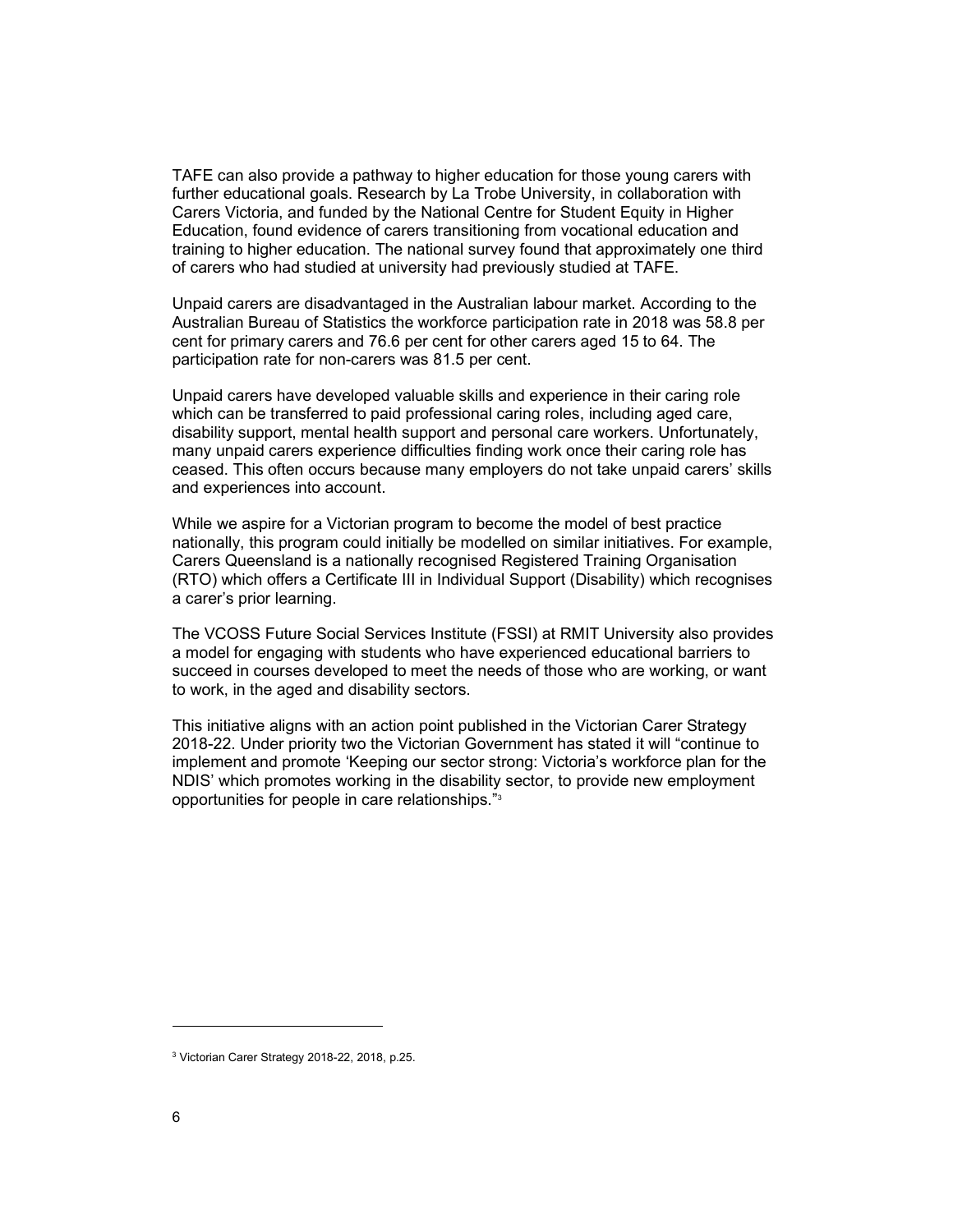TAFE can also provide a pathway to higher education for those young carers with further educational goals. Research by La Trobe University, in collaboration with Carers Victoria, and funded by the National Centre for Student Equity in Higher Education, found evidence of carers transitioning from vocational education and training to higher education. The national survey found that approximately one third of carers who had studied at university had previously studied at TAFE.

Unpaid carers are disadvantaged in the Australian labour market. According to the Australian Bureau of Statistics the workforce participation rate in 2018 was 58.8 per cent for primary carers and 76.6 per cent for other carers aged 15 to 64. The participation rate for non-carers was 81.5 per cent.

Unpaid carers have developed valuable skills and experience in their caring role which can be transferred to paid professional caring roles, including aged care, disability support, mental health support and personal care workers. Unfortunately, many unpaid carers experience difficulties finding work once their caring role has ceased. This often occurs because many employers do not take unpaid carers' skills and experiences into account.

While we aspire for a Victorian program to become the model of best practice nationally, this program could initially be modelled on similar initiatives. For example, Carers Queensland is a nationally recognised Registered Training Organisation (RTO) which offers a Certificate III in Individual Support (Disability) which recognises a carer's prior learning.

The VCOSS Future Social Services Institute (FSSI) at RMIT University also provides a model for engaging with students who have experienced educational barriers to succeed in courses developed to meet the needs of those who are working, or want to work, in the aged and disability sectors.

This initiative aligns with an action point published in the Victorian Carer Strategy 2018-22. Under priority two the Victorian Government has stated it will "continue to implement and promote 'Keeping our sector strong: Victoria's workforce plan for the NDIS' which promotes working in the disability sector, to provide new employment opportunities for people in care relationships."[3]

---

[3] Victorian Carer Strategy 2018-22, 2018, p.25.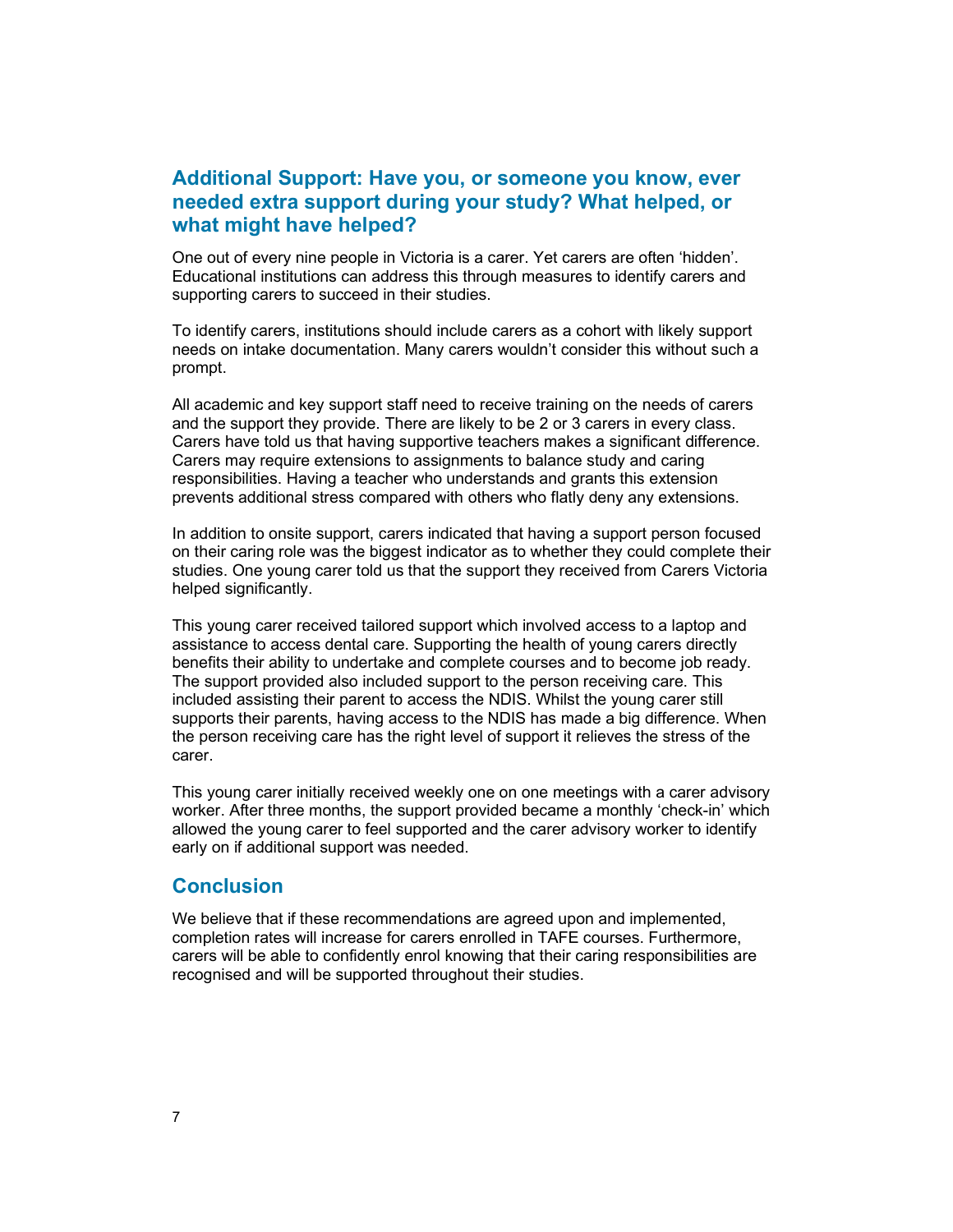## Additional Support: Have you, or someone you know, ever needed extra support during your study? What helped, or what might have helped?

One out of every nine people in Victoria is a carer. Yet carers are often 'hidden'. Educational institutions can address this through measures to identify carers and supporting carers to succeed in their studies.

To identify carers, institutions should include carers as a cohort with likely support needs on intake documentation. Many carers wouldn't consider this without such a prompt.

All academic and key support staff need to receive training on the needs of carers and the support they provide. There are likely to be 2 or 3 carers in every class. Carers have told us that having supportive teachers makes a significant difference. Carers may require extensions to assignments to balance study and caring responsibilities. Having a teacher who understands and grants this extension prevents additional stress compared with others who flatly deny any extensions.

In addition to onsite support, carers indicated that having a support person focused on their caring role was the biggest indicator as to whether they could complete their studies. One young carer told us that the support they received from Carers Victoria helped significantly.

This young carer received tailored support which involved access to a laptop and assistance to access dental care. Supporting the health of young carers directly benefits their ability to undertake and complete courses and to become job ready. The support provided also included support to the person receiving care. This included assisting their parent to access the NDIS. Whilst the young carer still supports their parents, having access to the NDIS has made a big difference. When the person receiving care has the right level of support it relieves the stress of the carer.

This young carer initially received weekly one on one meetings with a carer advisory worker. After three months, the support provided became a monthly 'check-in' which allowed the young carer to feel supported and the carer advisory worker to identify early on if additional support was needed.

## Conclusion

We believe that if these recommendations are agreed upon and implemented, completion rates will increase for carers enrolled in TAFE courses. Furthermore, carers will be able to confidently enrol knowing that their caring responsibilities are recognised and will be supported throughout their studies.